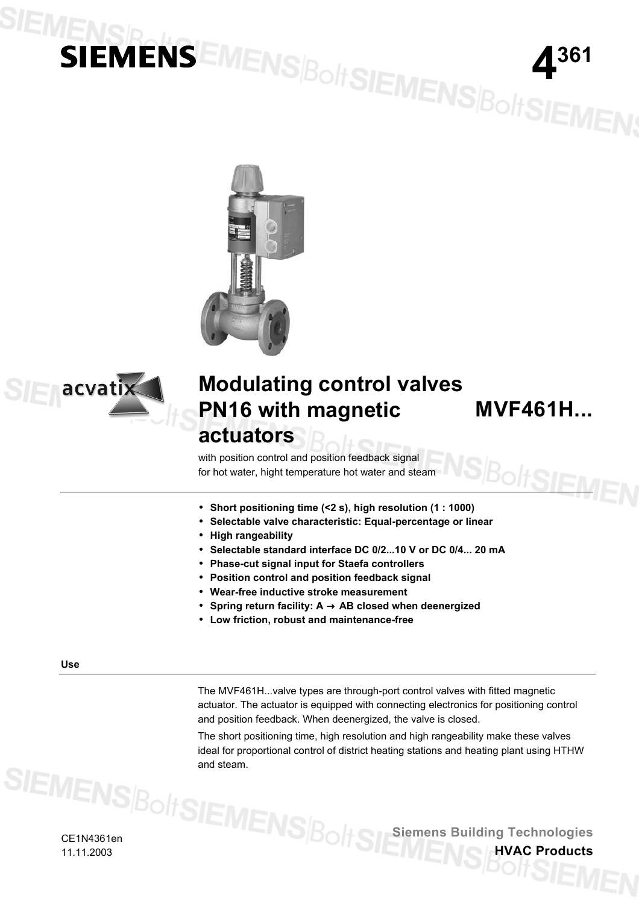# SIEMENS

**4361**

# Modulating control valves PN16 with magnetic actuators

**MVF461H...**

with position control and position feedback signal
for hot water, hight temperature hot water and steam

- **Short positioning time (<2 s), high resolution (1 : 1000)**
- **Selectable valve characteristic: Equal-percentage or linear**
- **High rangeability**
- **Selectable standard interface DC 0/2...10 V or DC 0/4... 20 mA**
- **Phase-cut signal input for Staefa controllers**
- **Position control and position feedback signal**
- **Wear-free inductive stroke measurement**
- **Spring return facility: A → AB closed when deenergized**
- **Low friction, robust and maintenance-free**

## Use

The MVF461H...valve types are through-port control valves with fitted magnetic actuator. The actuator is equipped with connecting electronics for positioning control and position feedback. When deenergized, the valve is closed.

The short positioning time, high resolution and high rangeability make these valves ideal for proportional control of district heating stations and heating plant using HTHW and steam.

CE1N4361en
11.11.2003

Siemens Building Technologies
**HVAC Products**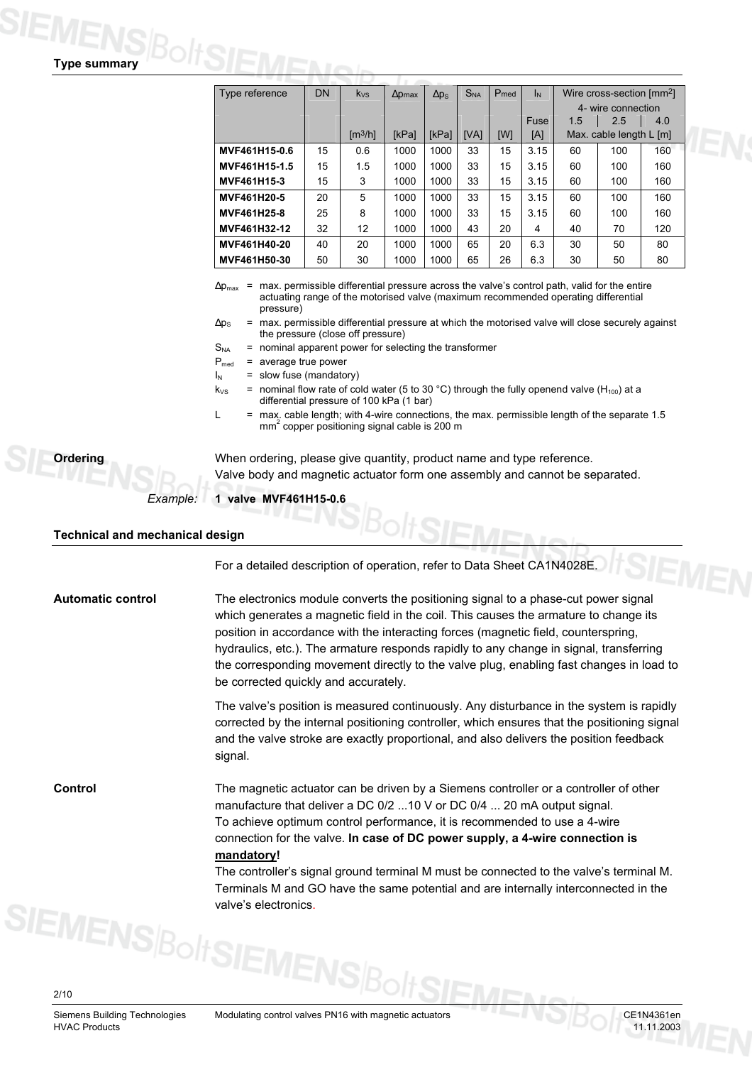## Type summary

| Type reference | DN | $k_{VS}$ | $\Delta p_{max}$ | $\Delta p_S$ | $S_{NA}$ | $P_{med}$ | $I_N$ | Wire cross-section [mm²] 4- wire connection | | |
|---|---|---|---|---|---|---|---|---|---|---|
| | | | | | | | Fuse | 1.5 | 2.5 | 4.0 |
| | | [m³/h] | [kPa] | [kPa] | [VA] | [W] | [A] | Max. cable length L [m] | | |
| **MVF461H15-0.6** | 15 | 0.6 | 1000 | 1000 | 33 | 15 | 3.15 | 60 | 100 | 160 |
| **MVF461H15-1.5** | 15 | 1.5 | 1000 | 1000 | 33 | 15 | 3.15 | 60 | 100 | 160 |
| **MVF461H15-3** | 15 | 3 | 1000 | 1000 | 33 | 15 | 3.15 | 60 | 100 | 160 |
| **MVF461H20-5** | 20 | 5 | 1000 | 1000 | 33 | 15 | 3.15 | 60 | 100 | 160 |
| **MVF461H25-8** | 25 | 8 | 1000 | 1000 | 33 | 15 | 3.15 | 60 | 100 | 160 |
| **MVF461H32-12** | 32 | 12 | 1000 | 1000 | 43 | 20 | 4 | 40 | 70 | 120 |
| **MVF461H40-20** | 40 | 20 | 1000 | 1000 | 65 | 20 | 6.3 | 30 | 50 | 80 |
| **MVF461H50-30** | 50 | 30 | 1000 | 1000 | 65 | 26 | 6.3 | 30 | 50 | 80 |

$\Delta p_{max}$ = max. permissible differential pressure across the valve's control path, valid for the entire actuating range of the motorised valve (maximum recommended operating differential pressure)

$\Delta p_S$ = max. permissible differential pressure at which the motorised valve will close securely against the pressure (close off pressure)

$S_{NA}$ = nominal apparent power for selecting the transformer

$P_{med}$ = average true power

$I_N$ = slow fuse (mandatory)

$k_{VS}$ = nominal flow rate of cold water (5 to 30 °C) through the fully openend valve ($H_{100}$) at a differential pressure of 100 kPa (1 bar)

L = max. cable length; with 4-wire connections, the max. permissible length of the separate 1.5 mm² copper positioning signal cable is 200 m

## Ordering

When ordering, please give quantity, product name and type reference.
Valve body and magnetic actuator form one assembly and cannot be separated.

*Example:* **1 valve MVF461H15-0.6**

## Technical and mechanical design

For a detailed description of operation, refer to Data Sheet CA1N4028E.

### Automatic control

The electronics module converts the positioning signal to a phase-cut power signal which generates a magnetic field in the coil. This causes the armature to change its position in accordance with the interacting forces (magnetic field, counterspring, hydraulics, etc.). The armature responds rapidly to any change in signal, transferring the corresponding movement directly to the valve plug, enabling fast changes in load to be corrected quickly and accurately.

The valve's position is measured continuously. Any disturbance in the system is rapidly corrected by the internal positioning controller, which ensures that the positioning signal and the valve stroke are exactly proportional, and also delivers the position feedback signal.

### Control

The magnetic actuator can be driven by a Siemens controller or a controller of other manufacture that deliver a DC 0/2 ...10 V or DC 0/4 ... 20 mA output signal.
To achieve optimum control performance, it is recommended to use a 4-wire connection for the valve. **In case of DC power supply, a 4-wire connection is mandatory!**
The controller's signal ground terminal M must be connected to the valve's terminal M. Terminals M and GO have the same potential and are internally interconnected in the valve's electronics.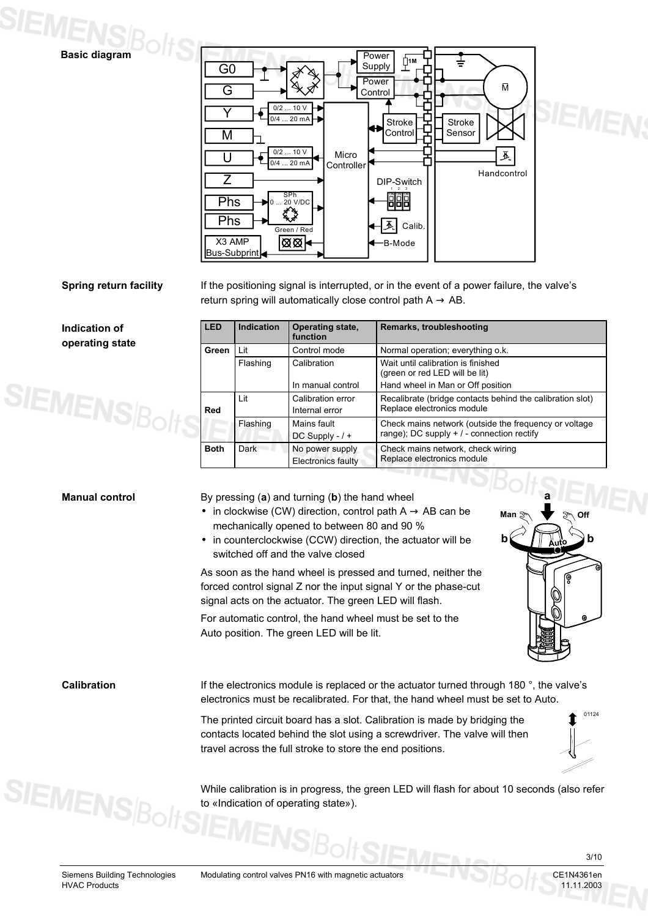**Basic diagram**

**Spring return facility**

If the positioning signal is interrupted, or in the event of a power failure, the valve's return spring will automatically close control path A → AB.

**Indication of operating state**

| LED | Indication | Operating state, function | Remarks, troubleshooting |
|---|---|---|---|
| Green | Lit | Control mode | Normal operation; everything o.k. |
| | Flashing | Calibration | Wait until calibration is finished (green or red LED will be lit) |
| | | In manual control | Hand wheel in Man or Off position |
| Red | Lit | Calibration error<br>Internal error | Recalibrate (bridge contacts behind the calibration slot)<br>Replace electronics module |
| | Flashing | Mains fault<br>DC Supply - / + | Check mains network (outside the frequency or voltage range); DC supply + / - connection rectify |
| Both | Dark | No power supply<br>Electronics faulty | Check mains network, check wiring<br>Replace electronics module |

**Manual control**

By pressing (**a**) and turning (**b**) the hand wheel

- in clockwise (CW) direction, control path A → AB can be mechanically opened to between 80 and 90 %
- in counterclockwise (CCW) direction, the actuator will be switched off and the valve closed

As soon as the hand wheel is pressed and turned, neither the forced control signal Z nor the input signal Y or the phase-cut signal acts on the actuator. The green LED will flash.

For automatic control, the hand wheel must be set to the Auto position. The green LED will be lit.

**Calibration**

If the electronics module is replaced or the actuator turned through 180 °, the valve's electronics must be recalibrated. For that, the hand wheel must be set to Auto.

The printed circuit board has a slot. Calibration is made by bridging the contacts located behind the slot using a screwdriver. The valve will then travel across the full stroke to store the end positions.

While calibration is in progress, the green LED will flash for about 10 seconds (also refer to «Indication of operating state»).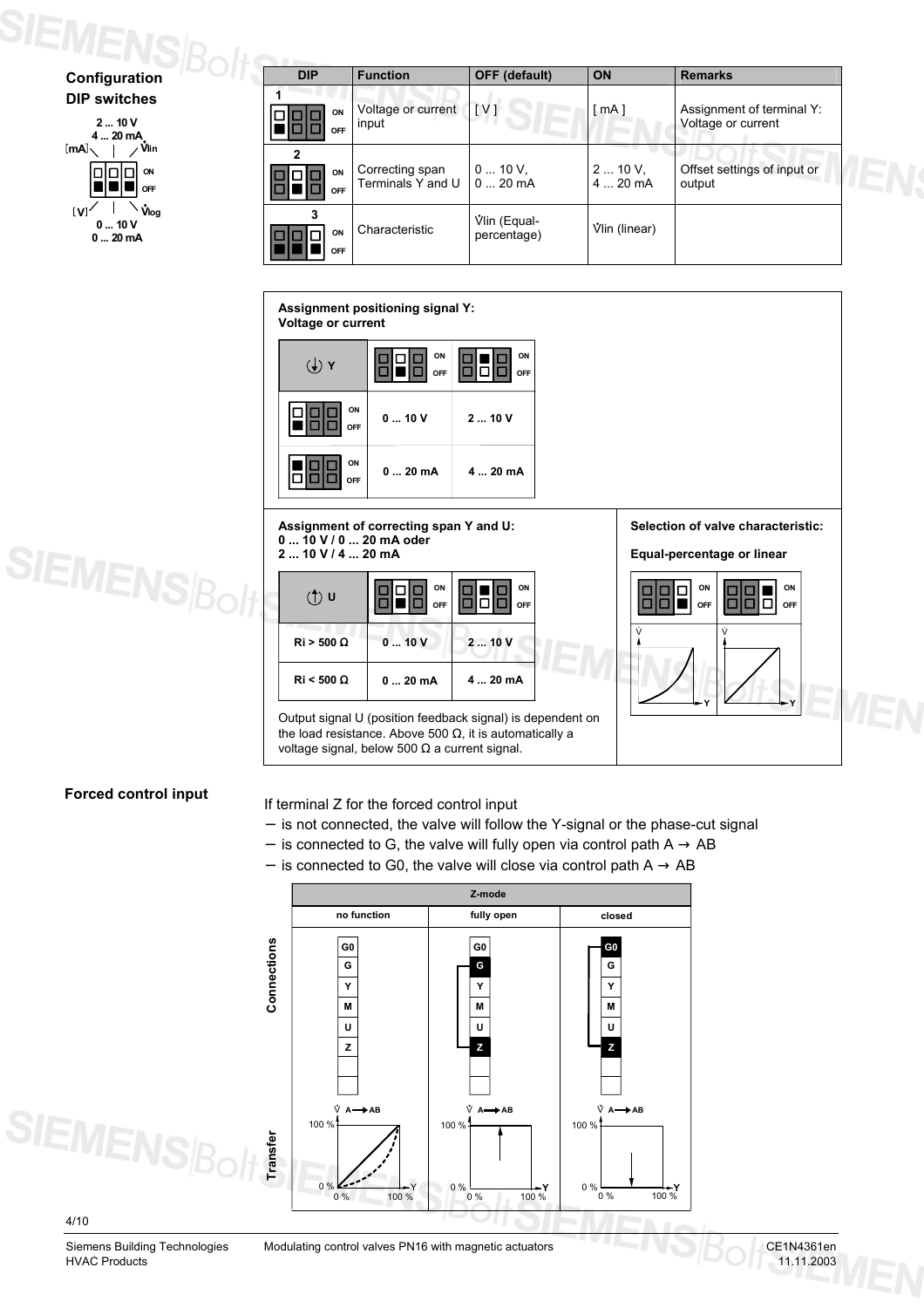## Configuration

### DIP switches

[mA] 2 ... 10 V / 4 ... 20 mA — V̇lin

[V] 0 ... 10 V / 0 ... 20 mA — V̇log

| DIP | Function | OFF (default) | ON | Remarks |
|---|---|---|---|---|
| 1 | Voltage or current input | [ V ] | [ mA ] | Assignment of terminal Y: Voltage or current |
| 2 | Correcting span Terminals Y and U | 0 ... 10 V, 0 ... 20 mA | 2 ... 10 V, 4 ... 20 mA | Offset settings of input or output |
| 3 | Characteristic | V̇lin (Equal-percentage) | V̇lin (linear) | |

**Assignment positioning signal Y: Voltage or current**

| Y | DIP 2 OFF | DIP 2 ON |
|---|---|---|
| DIP 1 OFF | 0 ... 10 V | 2 ... 10 V |
| DIP 1 ON | 0 ... 20 mA | 4 ... 20 mA |

**Assignment of correcting span Y and U:**
**0 ... 10 V / 0 ... 20 mA oder**
**2 ... 10 V / 4 ... 20 mA**

| U | DIP 2 OFF | DIP 2 ON |
|---|---|---|
| Ri > 500 Ω | 0 ... 10 V | 2 ... 10 V |
| Ri < 500 Ω | 0 ... 20 mA | 4 ... 20 mA |

Output signal U (position feedback signal) is dependent on the load resistance. Above 500 Ω, it is automatically a voltage signal, below 500 Ω a current signal.

**Selection of valve characteristic:**

**Equal-percentage or linear**

## Forced control input

If terminal Z for the forced control input

- is not connected, the valve will follow the Y-signal or the phase-cut signal
- is connected to G, the valve will fully open via control path A → AB
- is connected to G0, the valve will close via control path A → AB

| Z-mode | no function | fully open | closed |
|---|---|---|---|
| Connections | G0, G, Y, M, U, Z | G connected to Z | G0 connected to Z |
| Transfer | V̇ A → AB, 0 % ... 100 % vs Y 0 % ... 100 % | 100 % | 0 % |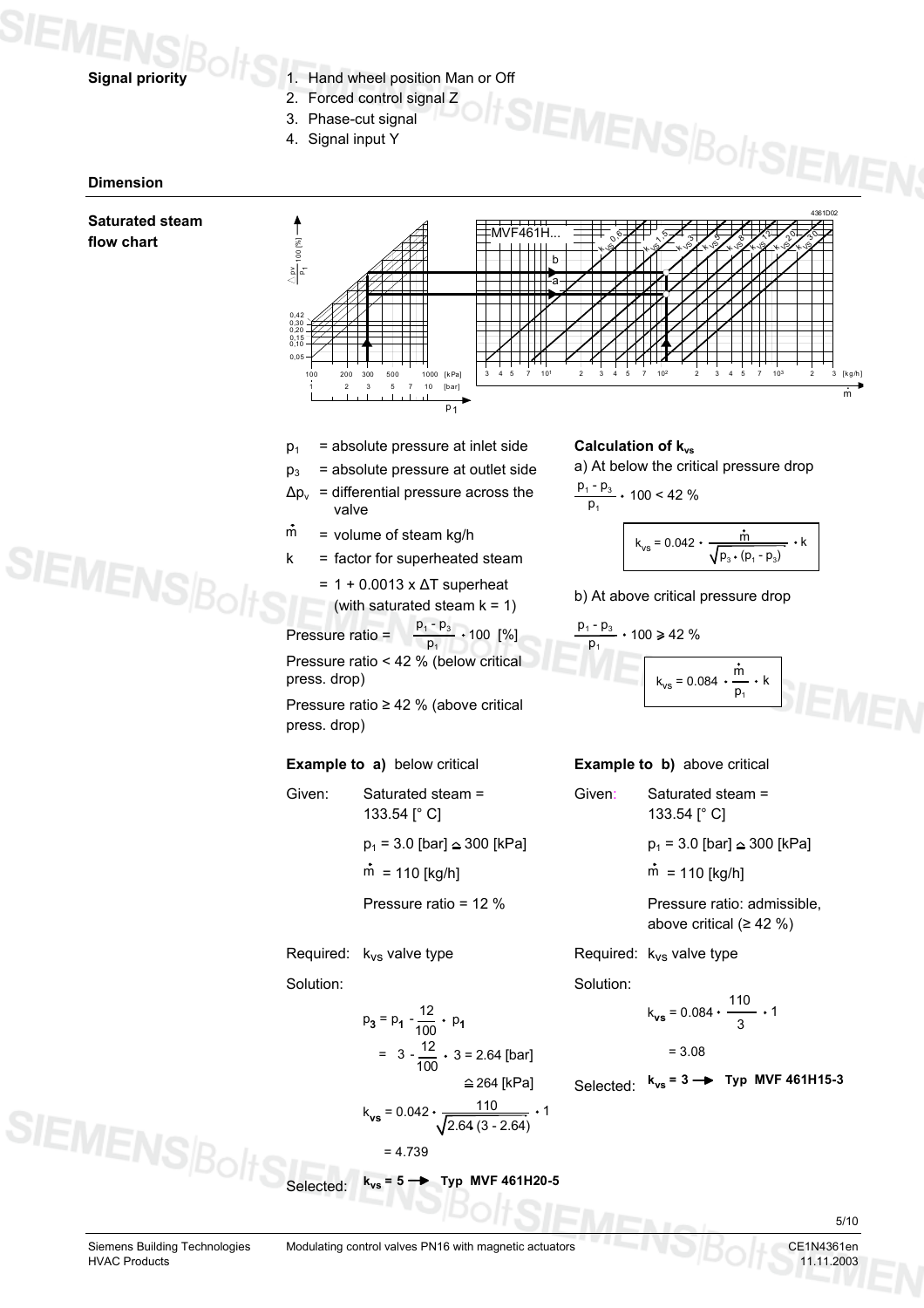**Signal priority**

1. Hand wheel position Man or Off
2. Forced control signal Z
3. Phase-cut signal
4. Signal input Y

## Dimension

**Saturated steam flow chart**

$p_1$ = absolute pressure at inlet side

$p_3$ = absolute pressure at outlet side

$\Delta p_v$ = differential pressure across the valve

$\dot{m}$ = volume of steam kg/h

k = factor for superheated steam

= 1 + 0.0013 x ΔT superheat (with saturated steam k = 1)

Pressure ratio = $\frac{p_1 - p_3}{p_1} \cdot 100$ [%]

Pressure ratio < 42 % (below critical press. drop)

Pressure ratio ≥ 42 % (above critical press. drop)

### Calculation of $k_{vs}$

a) At below the critical pressure drop

$$\frac{p_1 - p_3}{p_1} \cdot 100 < 42\ \%$$

$$k_{vs} = 0.042 \cdot \frac{\dot{m}}{\sqrt{p_3 \cdot (p_1 - p_3)}} \cdot k$$

b) At above critical pressure drop

$$\frac{p_1 - p_3}{p_1} \cdot 100 \geq 42\ \%$$

$$k_{vs} = 0.084 \cdot \frac{\dot{m}}{p_1} \cdot k$$

### Example to a) below critical

Given: Saturated steam = 133.54 [° C]

$p_1$ = 3.0 [bar] ≙ 300 [kPa]

$\dot{m}$ = 110 [kg/h]

Pressure ratio = 12 %

Required: $k_{vs}$ valve type

Solution:

$$p_3 = p_1 - \frac{12}{100} \cdot p_1$$

$$= 3 - \frac{12}{100} \cdot 3 = 2.64 \text{ [bar]}$$

≙ 264 [kPa]

$$k_{vs} = 0.042 \cdot \frac{110}{\sqrt{2.64 \cdot (3 - 2.64)}} \cdot 1$$

$$= 4.739$$

Selected: **$k_{vs}$ = 5 → Typ MVF 461H20-5**

### Example to b) above critical

Given: Saturated steam = 133.54 [° C]

$p_1$ = 3.0 [bar] ≙ 300 [kPa]

$\dot{m}$ = 110 [kg/h]

Pressure ratio: admissible, above critical (≥ 42 %)

Required: $k_{vs}$ valve type

Solution:

$$k_{vs} = 0.084 \cdot \frac{110}{3} \cdot 1$$

$$= 3.08$$

Selected: **$k_{vs}$ = 3 → Typ MVF 461H15-3**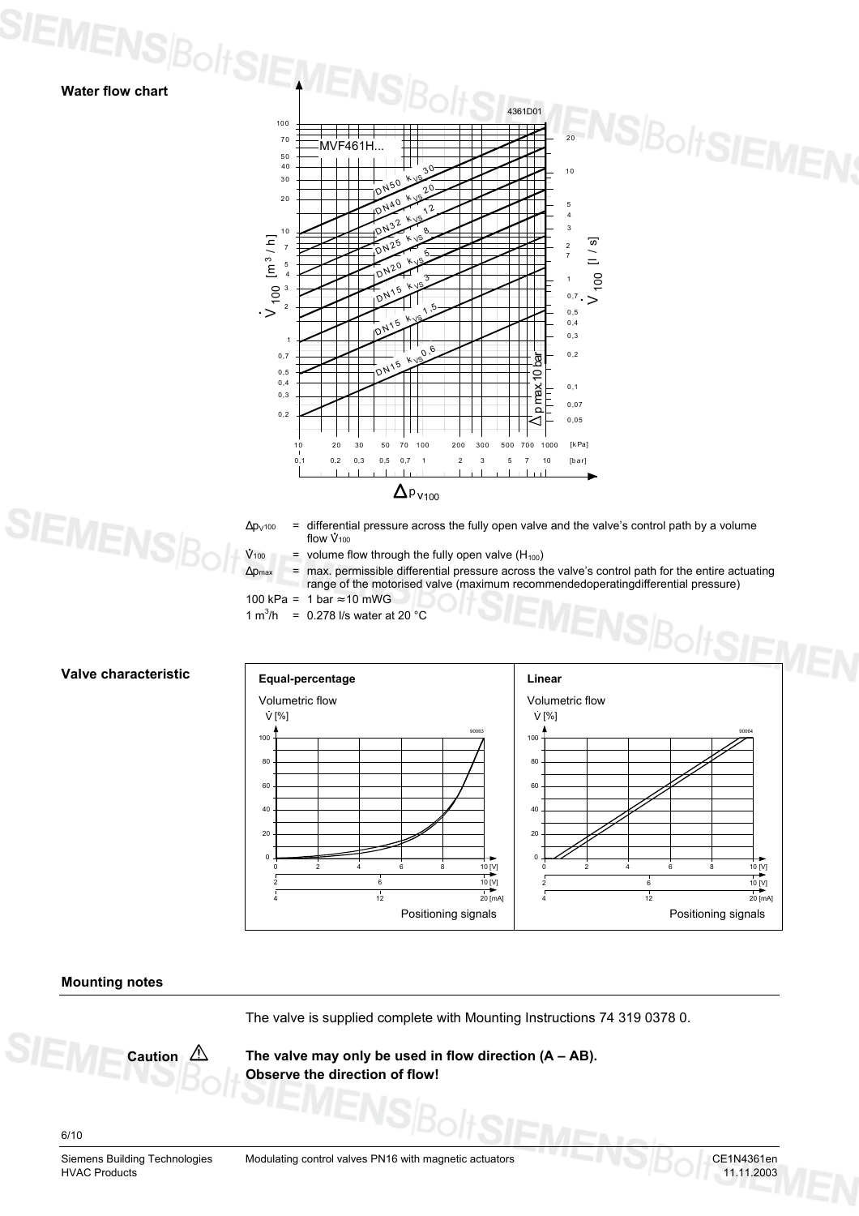## Water flow chart

$\Delta p_{V100}$ = differential pressure across the fully open valve and the valve's control path by a volume flow $\dot{V}_{100}$

$\dot{V}_{100}$ = volume flow through the fully open valve ($H_{100}$)

$\Delta p_{max}$ = max. permissible differential pressure across the valve's control path for the entire actuating range of the motorised valve (maximum recommendedoperatingdifferential pressure)

100 kPa = 1 bar ≈10 mWG

1 $m^3$/h = 0.278 l/s water at 20 °C

## Valve characteristic

## Mounting notes

The valve is supplied complete with Mounting Instructions 74 319 0378 0.

Caution ⚠ **The valve may only be used in flow direction (A – AB). Observe the direction of flow!**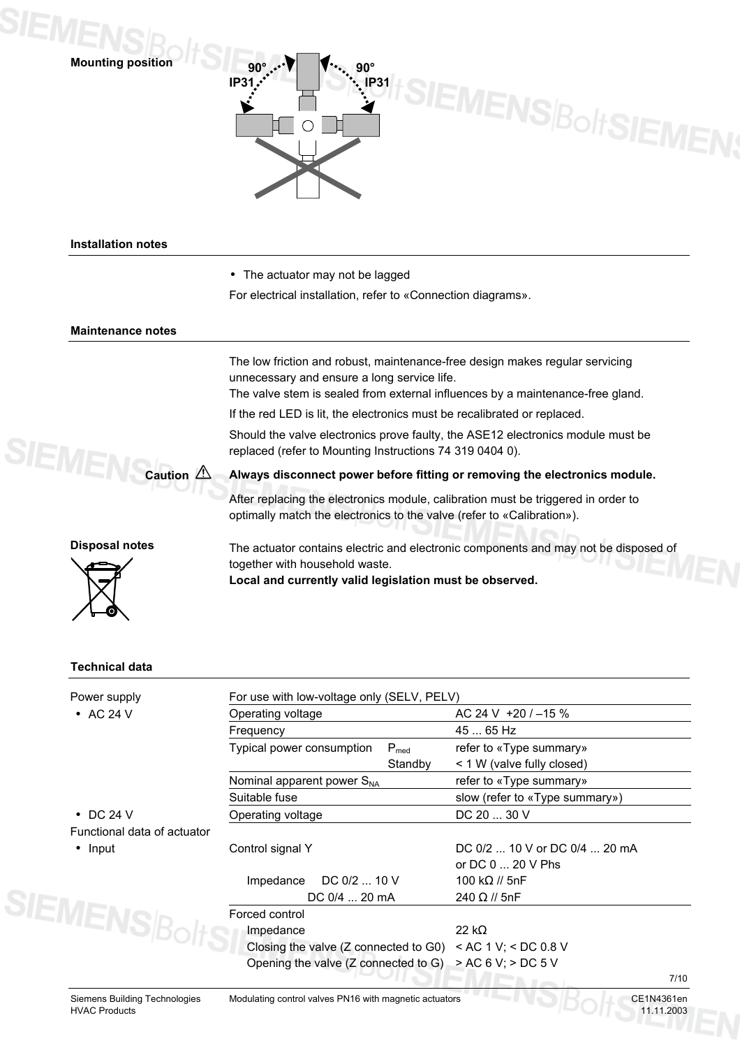### Mounting position

90° IP31 — 90° IP31

### Installation notes

- The actuator may not be lagged

For electrical installation, refer to «Connection diagrams».

### Maintenance notes

The low friction and robust, maintenance-free design makes regular servicing unnecessary and ensure a long service life.
The valve stem is sealed from external influences by a maintenance-free gland.

If the red LED is lit, the electronics must be recalibrated or replaced.

Should the valve electronics prove faulty, the ASE12 electronics module must be replaced (refer to Mounting Instructions 74 319 0404 0).

Caution ⚠ **Always disconnect power before fitting or removing the electronics module.**

After replacing the electronics module, calibration must be triggered in order to optimally match the electronics to the valve (refer to «Calibration»).

### Disposal notes

The actuator contains electric and electronic components and may not be disposed of together with household waste.
**Local and currently valid legislation must be observed.**

### Technical data

| | | | |
|---|---|---|---|
| Power supply | For use with low-voltage only (SELV, PELV) | | |
| • AC 24 V | Operating voltage | | AC 24 V +20 / –15 % |
| | Frequency | | 45 ... 65 Hz |
| | Typical power consumption | $P_{med}$ | refer to «Type summary» |
| | | Standby | < 1 W (valve fully closed) |
| | Nominal apparent power $S_{NA}$ | | refer to «Type summary» |
| | Suitable fuse | | slow (refer to «Type summary») |
| • DC 24 V | Operating voltage | | DC 20 ... 30 V |
| Functional data of actuator | | | |
| • Input | Control signal Y | | DC 0/2 ... 10 V or DC 0/4 ... 20 mA or DC 0 ... 20 V Phs |
| | Impedance | DC 0/2 ... 10 V | 100 kΩ // 5nF |
| | | DC 0/4 ... 20 mA | 240 Ω // 5nF |
| | Forced control | | |
| | Impedance | | 22 kΩ |
| | Closing the valve (Z connected to G0) | | < AC 1 V; < DC 0.8 V |
| | Opening the valve (Z connected to G) | | > AC 6 V; > DC 5 V |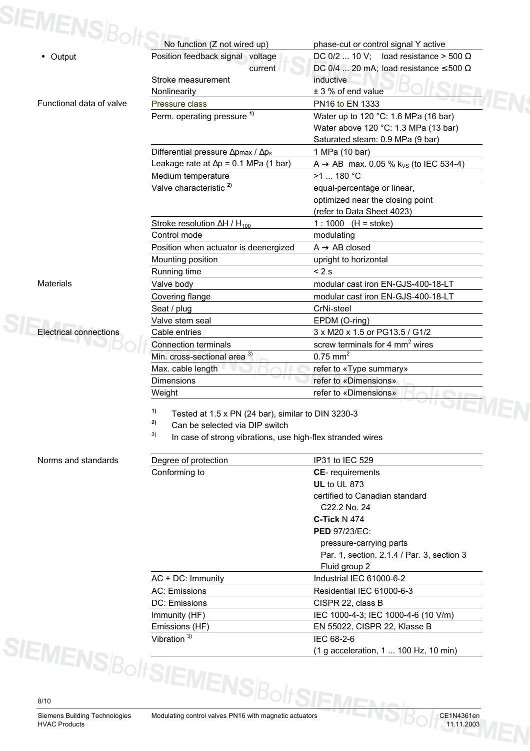| | | |
|---|---|---|
| | No function (Z not wired up) | phase-cut or control signal Y active |
| • Output | Position feedback signal voltage | DC 0/2 ... 10 V; load resistance > 500 Ω |
| | current | DC 0/4 ... 20 mA; load resistance ≤500 Ω |
| | Stroke measurement | inductive |
| | Nonlinearity | ± 3 % of end value |
| Functional data of valve | Pressure class | PN16 to EN 1333 |
| | Perm. operating pressure [1] | Water up to 120 °C: 1.6 MPa (16 bar)<br>Water above 120 °C: 1.3 MPa (13 bar)<br>Saturated steam: 0.9 MPa (9 bar) |
| | Differential pressure $\Delta p_{max}$ / $\Delta p_s$ | 1 MPa (10 bar) |
| | Leakage rate at Δp = 0.1 MPa (1 bar) | A → AB max. 0.05 % $k_{VS}$ (to IEC 534-4) |
| | Medium temperature | >1 ... 180 °C |
| | Valve characteristic [2] | equal-percentage or linear,<br>optimized near the closing point<br>(refer to Data Sheet 4023) |
| | Stroke resolution $\Delta H$ / $H_{100}$ | 1 : 1000 (H = stoke) |
| | Control mode | modulating |
| | Position when actuator is deenergized | A → AB closed |
| | Mounting position | upright to horizontal |
| | Running time | < 2 s |
| Materials | Valve body | modular cast iron EN-GJS-400-18-LT |
| | Covering flange | modular cast iron EN-GJS-400-18-LT |
| | Seat / plug | CrNi-steel |
| | Valve stem seal | EPDM (O-ring) |
| Electrical connections | Cable entries | 3 x M20 x 1.5 or PG13.5 / G1/2 |
| | Connection terminals | screw terminals for 4 mm² wires |
| | Min. cross-sectional area [3] | 0.75 mm² |
| | Max. cable length | refer to «Type summary» |
| | Dimensions | refer to «Dimensions» |
| | Weight | refer to «Dimensions» |

[1] Tested at 1.5 x PN (24 bar), similar to DIN 3230-3
[2] Can be selected via DIP switch
[3] In case of strong vibrations, use high-flex stranded wires

| | | |
|---|---|---|
| Norms and standards | Degree of protection | IP31 to IEC 529 |
| | Conforming to | **CE**- requirements<br>**UL** to UL 873<br>certified to Canadian standard<br>C22.2 No. 24<br>**C-Tick** N 474<br>**PED** 97/23/EC:<br>pressure-carrying parts<br>Par. 1, section. 2.1.4 / Par. 3, section 3<br>Fluid group 2 |
| | AC + DC: Immunity | Industrial IEC 61000-6-2 |
| | AC: Emissions | Residential IEC 61000-6-3 |
| | DC: Emissions | CISPR 22, class B |
| | Immunity (HF) | IEC 1000-4-3; IEC 1000-4-6 (10 V/m) |
| | Emissions (HF) | EN 55022, CISPR 22, Klasse B |
| | Vibration [3] | IEC 68-2-6<br>(1 g acceleration, 1 ... 100 Hz, 10 min) |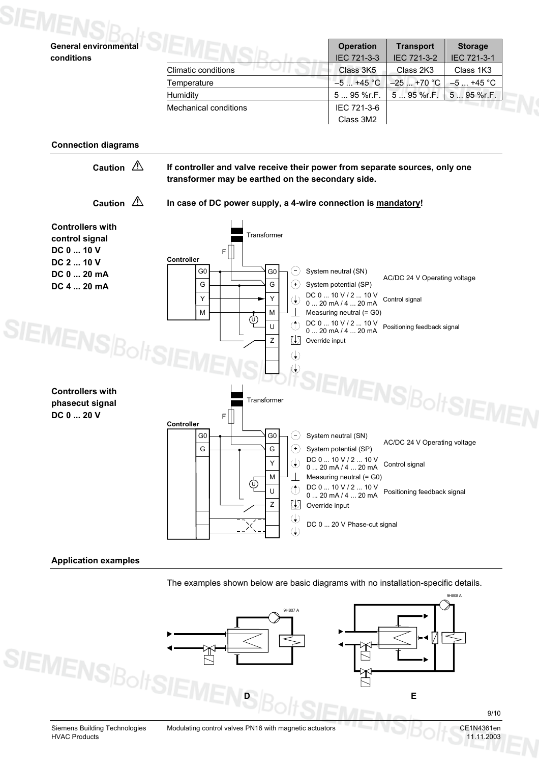**General environmental conditions**

| | Operation IEC 721-3-3 | Transport IEC 721-3-2 | Storage IEC 721-3-1 |
|---|---|---|---|
| Climatic conditions | Class 3K5 | Class 2K3 | Class 1K3 |
| Temperature | –5 ... +45 °C | –25 ... +70 °C | –5 ... +45 °C |
| Humidity | 5 ... 95 %r.F. | 5 ... 95 %r.F. | 5 ... 95 %r.F. |
| Mechanical conditions | IEC 721-3-6 Class 3M2 | | |

## Connection diagrams

**Caution ⚠** **If controller and valve receive their power from separate sources, only one transformer may be earthed on the secondary side.**

**Caution ⚠** **In case of DC power supply, a 4-wire connection is mandatory!**

**Controllers with control signal DC 0 ... 10 V DC 2 ... 10 V DC 0 ... 20 mA DC 4 ... 20 mA**

Transformer
F
Controller

| Controller | Valve | Description | |
|---|---|---|---|
| G0 | G0 | System neutral (SN) | AC/DC 24 V Operating voltage |
| G | G | System potential (SP) | |
| Y | Y | DC 0 ... 10 V / 2 ... 10 V, 0 ... 20 mA / 4 ... 20 mA | Control signal |
| M | M | Measuring neutral (= G0) | |
| | U | DC 0 ... 10 V / 2 ... 10 V, 0 ... 20 mA / 4 ... 20 mA | Positioning feedback signal |
| | Z | Override input | |

**Controllers with phasecut signal DC 0 ... 20 V**

Transformer
F
Controller

| Controller | Valve | Description | |
|---|---|---|---|
| G0 | G0 | System neutral (SN) | AC/DC 24 V Operating voltage |
| G | G | System potential (SP) | |
| | Y | DC 0 ... 10 V / 2 ... 10 V, 0 ... 20 mA / 4 ... 20 mA | Control signal |
| | M | Measuring neutral (= G0) | |
| | U | DC 0 ... 10 V / 2 ... 10 V, 0 ... 20 mA / 4 ... 20 mA | Positioning feedback signal |
| | Z | Override input | |
| | | DC 0 ... 20 V Phase-cut signal | |

## Application examples

The examples shown below are basic diagrams with no installation-specific details.

9H807 A

9H808 A

D E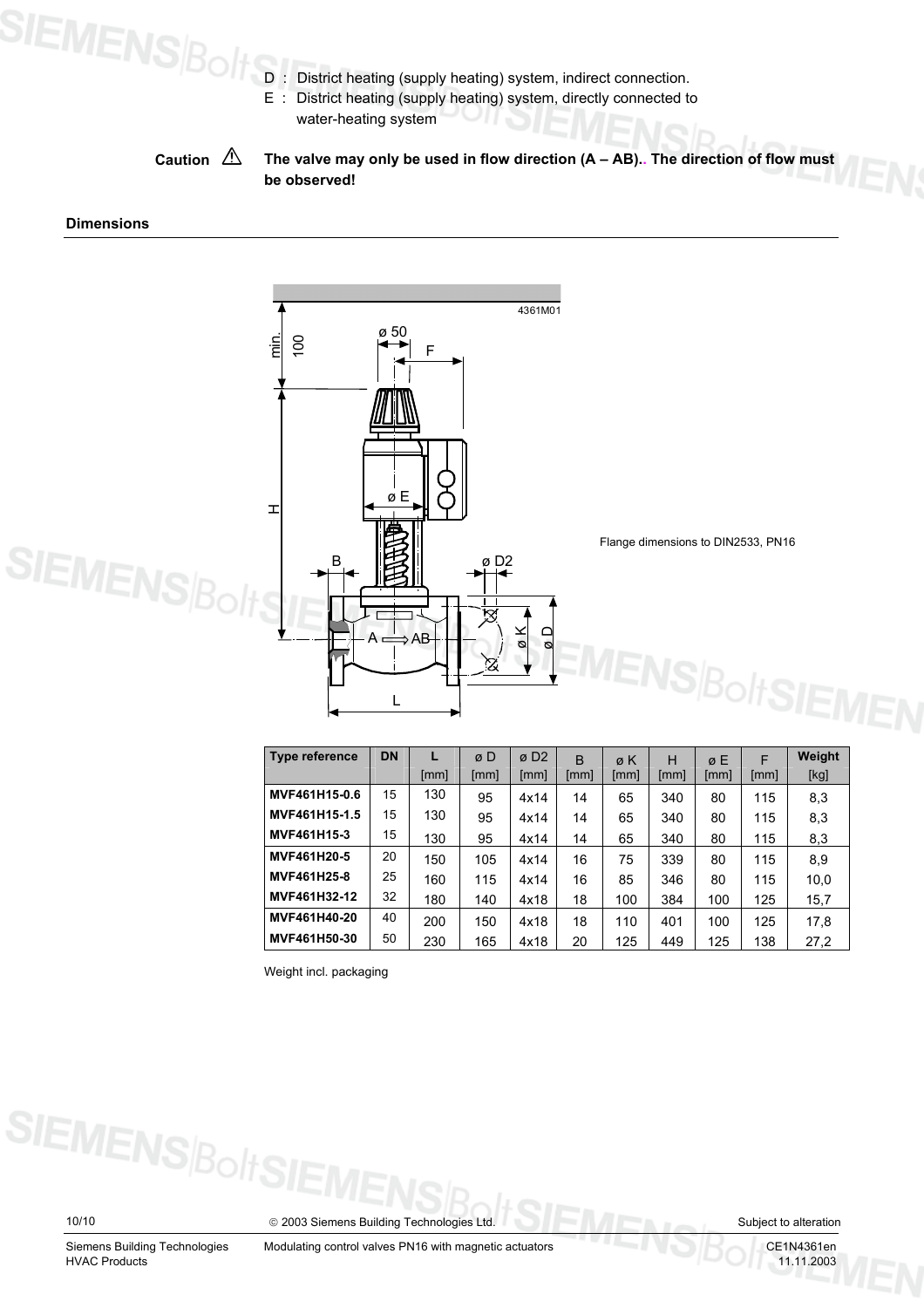D : District heating (supply heating) system, indirect connection.
E : District heating (supply heating) system, directly connected to water-heating system

**Caution** ⚠ **The valve may only be used in flow direction (A – AB).. The direction of flow must be observed!**

## Dimensions

4361M01

min. 100

ø 50

F

H

ø E

B

ø D2

A ⟹ AB

ø K

ø D

L

Flange dimensions to DIN2533, PN16

| Type reference | DN | L [mm] | ø D [mm] | ø D2 [mm] | B [mm] | ø K [mm] | H [mm] | ø E [mm] | F [mm] | Weight [kg] |
|---|---|---|---|---|---|---|---|---|---|---|
| MVF461H15-0.6 | 15 | 130 | 95 | 4x14 | 14 | 65 | 340 | 80 | 115 | 8,3 |
| MVF461H15-1.5 | 15 | 130 | 95 | 4x14 | 14 | 65 | 340 | 80 | 115 | 8,3 |
| MVF461H15-3 | 15 | 130 | 95 | 4x14 | 14 | 65 | 340 | 80 | 115 | 8,3 |
| MVF461H20-5 | 20 | 150 | 105 | 4x14 | 16 | 75 | 339 | 80 | 115 | 8,9 |
| MVF461H25-8 | 25 | 160 | 115 | 4x14 | 16 | 85 | 346 | 80 | 115 | 10,0 |
| MVF461H32-12 | 32 | 180 | 140 | 4x18 | 18 | 100 | 384 | 100 | 125 | 15,7 |
| MVF461H40-20 | 40 | 200 | 150 | 4x18 | 18 | 110 | 401 | 100 | 125 | 17,8 |
| MVF461H50-30 | 50 | 230 | 165 | 4x18 | 20 | 125 | 449 | 125 | 138 | 27,2 |

Weight incl. packaging

© 2003 Siemens Building Technologies Ltd. Subject to alteration